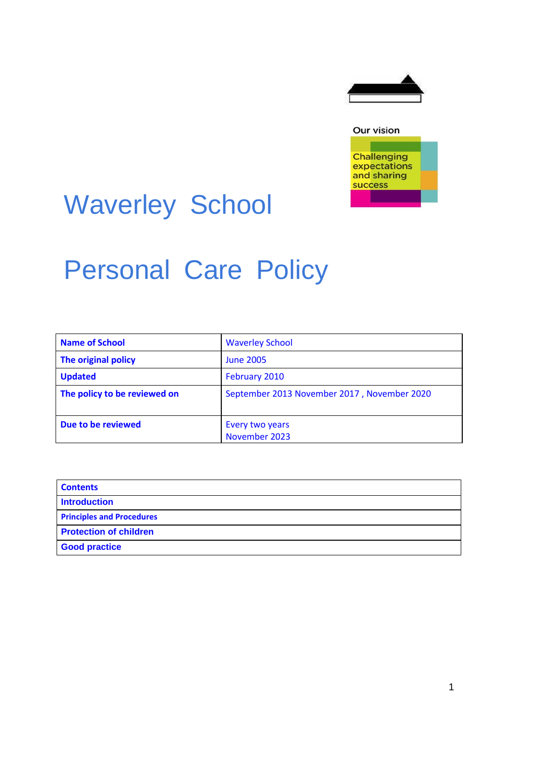Our vision

Challenging expectations and sharing success

# Waverley School

# Personal Care Policy

| Name of School | Waverley School |
|---|---|
| The original policy | June 2005 |
| Updated | February 2010 |
| The policy to be reviewed on | September 2013 November 2017 , November 2020 |
| Due to be reviewed | Every two years<br>November 2023 |

| Contents |
|---|
| Introduction |
| Principles and Procedures |
| Protection of children |
| Good practice |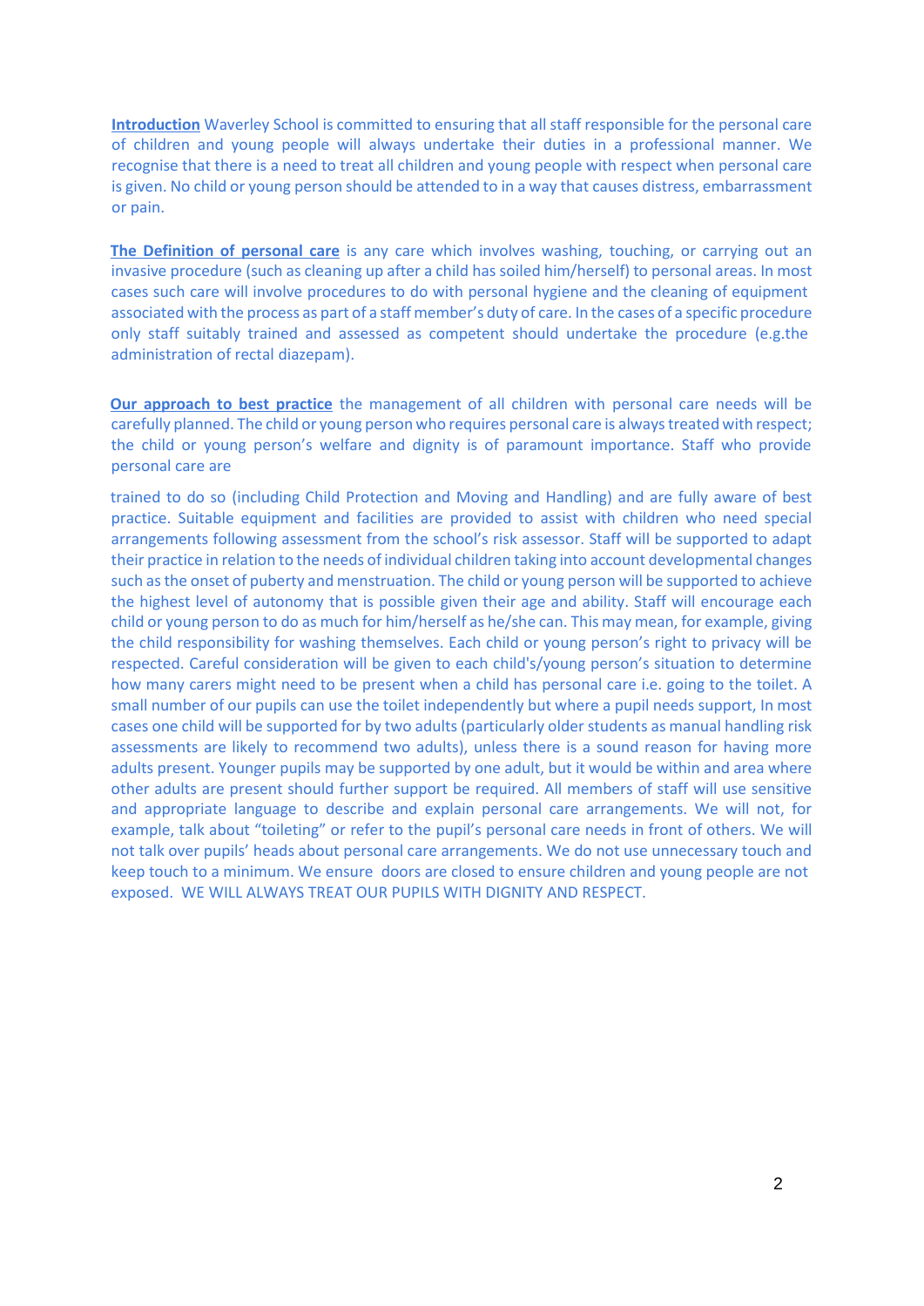**Introduction** Waverley School is committed to ensuring that all staff responsible for the personal care of children and young people will always undertake their duties in a professional manner. We recognise that there is a need to treat all children and young people with respect when personal care is given. No child or young person should be attended to in a way that causes distress, embarrassment or pain.

**The Definition of personal care** is any care which involves washing, touching, or carrying out an invasive procedure (such as cleaning up after a child has soiled him/herself) to personal areas. In most cases such care will involve procedures to do with personal hygiene and the cleaning of equipment associated with the process as part of a staff member's duty of care. In the cases of a specific procedure only staff suitably trained and assessed as competent should undertake the procedure (e.g.the administration of rectal diazepam).

**Our approach to best practice** the management of all children with personal care needs will be carefully planned. The child or young person who requires personal care is always treated with respect; the child or young person's welfare and dignity is of paramount importance. Staff who provide personal care are

trained to do so (including Child Protection and Moving and Handling) and are fully aware of best practice. Suitable equipment and facilities are provided to assist with children who need special arrangements following assessment from the school's risk assessor. Staff will be supported to adapt their practice in relation to the needs of individual children taking into account developmental changes such as the onset of puberty and menstruation. The child or young person will be supported to achieve the highest level of autonomy that is possible given their age and ability. Staff will encourage each child or young person to do as much for him/herself as he/she can. This may mean, for example, giving the child responsibility for washing themselves. Each child or young person's right to privacy will be respected. Careful consideration will be given to each child's/young person's situation to determine how many carers might need to be present when a child has personal care i.e. going to the toilet. A small number of our pupils can use the toilet independently but where a pupil needs support, In most cases one child will be supported for by two adults (particularly older students as manual handling risk assessments are likely to recommend two adults), unless there is a sound reason for having more adults present. Younger pupils may be supported by one adult, but it would be within and area where other adults are present should further support be required. All members of staff will use sensitive and appropriate language to describe and explain personal care arrangements. We will not, for example, talk about "toileting" or refer to the pupil's personal care needs in front of others. We will not talk over pupils' heads about personal care arrangements. We do not use unnecessary touch and keep touch to a minimum. We ensure doors are closed to ensure children and young people are not exposed. WE WILL ALWAYS TREAT OUR PUPILS WITH DIGNITY AND RESPECT.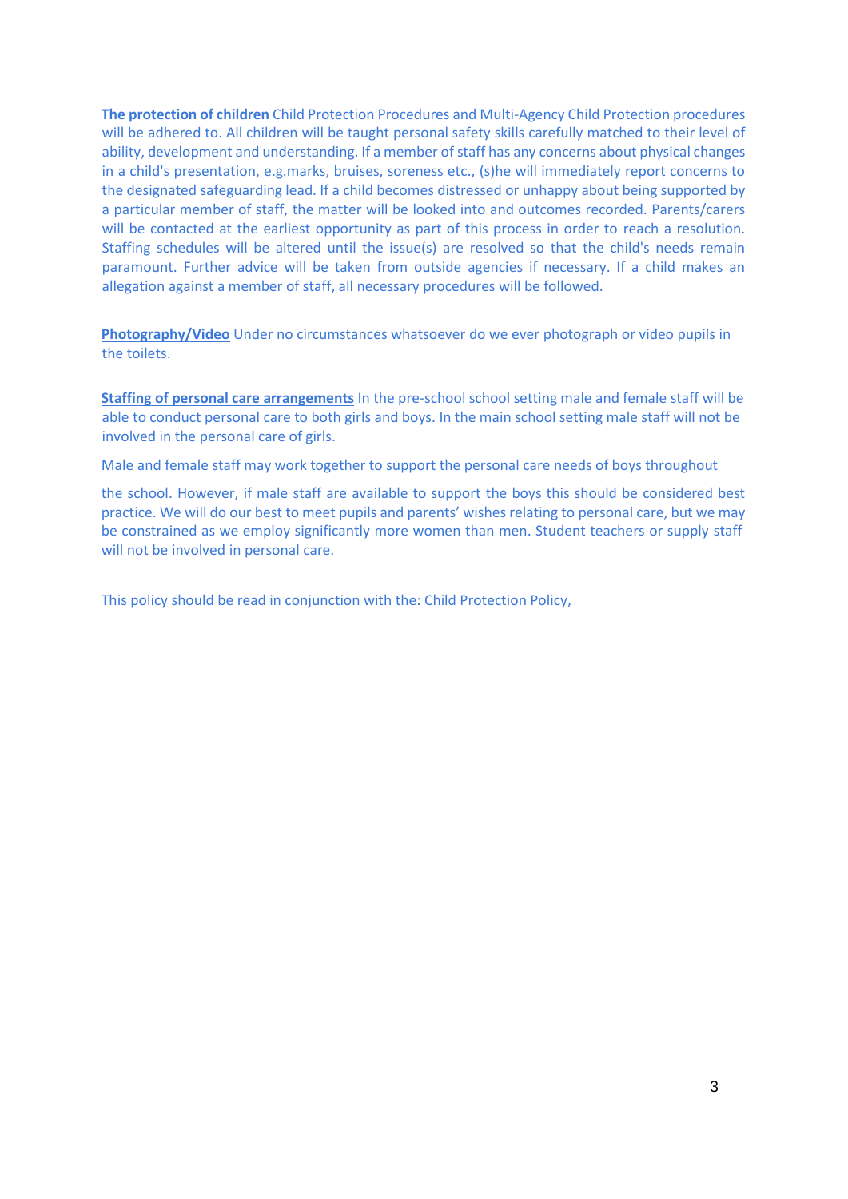**The protection of children** Child Protection Procedures and Multi-Agency Child Protection procedures will be adhered to. All children will be taught personal safety skills carefully matched to their level of ability, development and understanding. If a member of staff has any concerns about physical changes in a child's presentation, e.g.marks, bruises, soreness etc., (s)he will immediately report concerns to the designated safeguarding lead. If a child becomes distressed or unhappy about being supported by a particular member of staff, the matter will be looked into and outcomes recorded. Parents/carers will be contacted at the earliest opportunity as part of this process in order to reach a resolution. Staffing schedules will be altered until the issue(s) are resolved so that the child's needs remain paramount. Further advice will be taken from outside agencies if necessary. If a child makes an allegation against a member of staff, all necessary procedures will be followed.

**Photography/Video** Under no circumstances whatsoever do we ever photograph or video pupils in the toilets.

**Staffing of personal care arrangements** In the pre-school school setting male and female staff will be able to conduct personal care to both girls and boys. In the main school setting male staff will not be involved in the personal care of girls.

Male and female staff may work together to support the personal care needs of boys throughout the school. However, if male staff are available to support the boys this should be considered best practice. We will do our best to meet pupils and parents' wishes relating to personal care, but we may be constrained as we employ significantly more women than men. Student teachers or supply staff will not be involved in personal care.

This policy should be read in conjunction with the: Child Protection Policy,